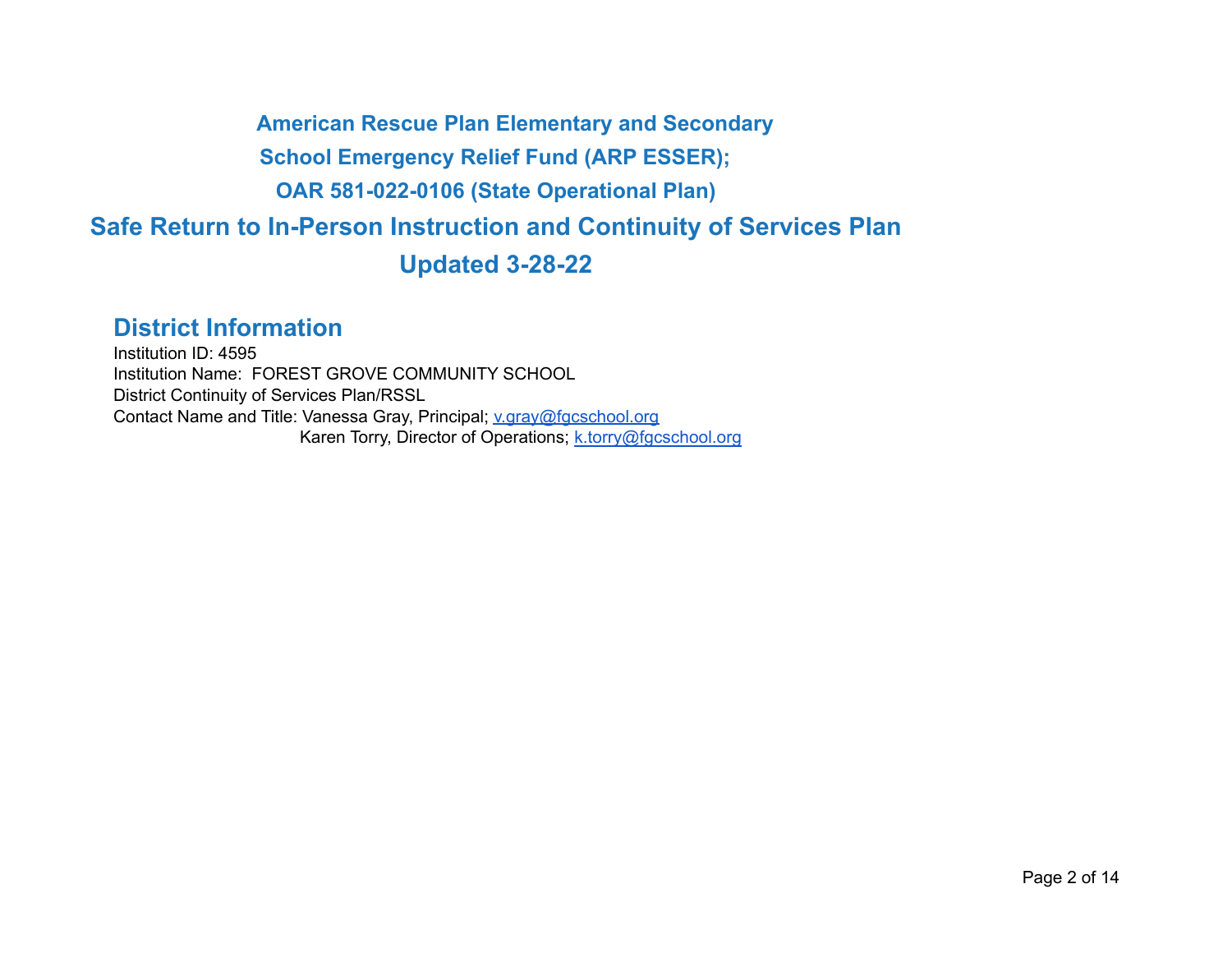# American Rescue Plan Elementary and Secondary School Emergency Relief Fund (ARP ESSER); OAR 581-022-0106 (State Operational Plan)

# Safe Return to In-Person Instruction and Continuity of Services Plan

# Updated 3-28-22

## District Information

Institution ID: 4595
Institution Name: FOREST GROVE COMMUNITY SCHOOL
District Continuity of Services Plan/RSSL
Contact Name and Title: Vanessa Gray, Principal; v.gray@fgcschool.org
Karen Torry, Director of Operations; k.torry@fgcschool.org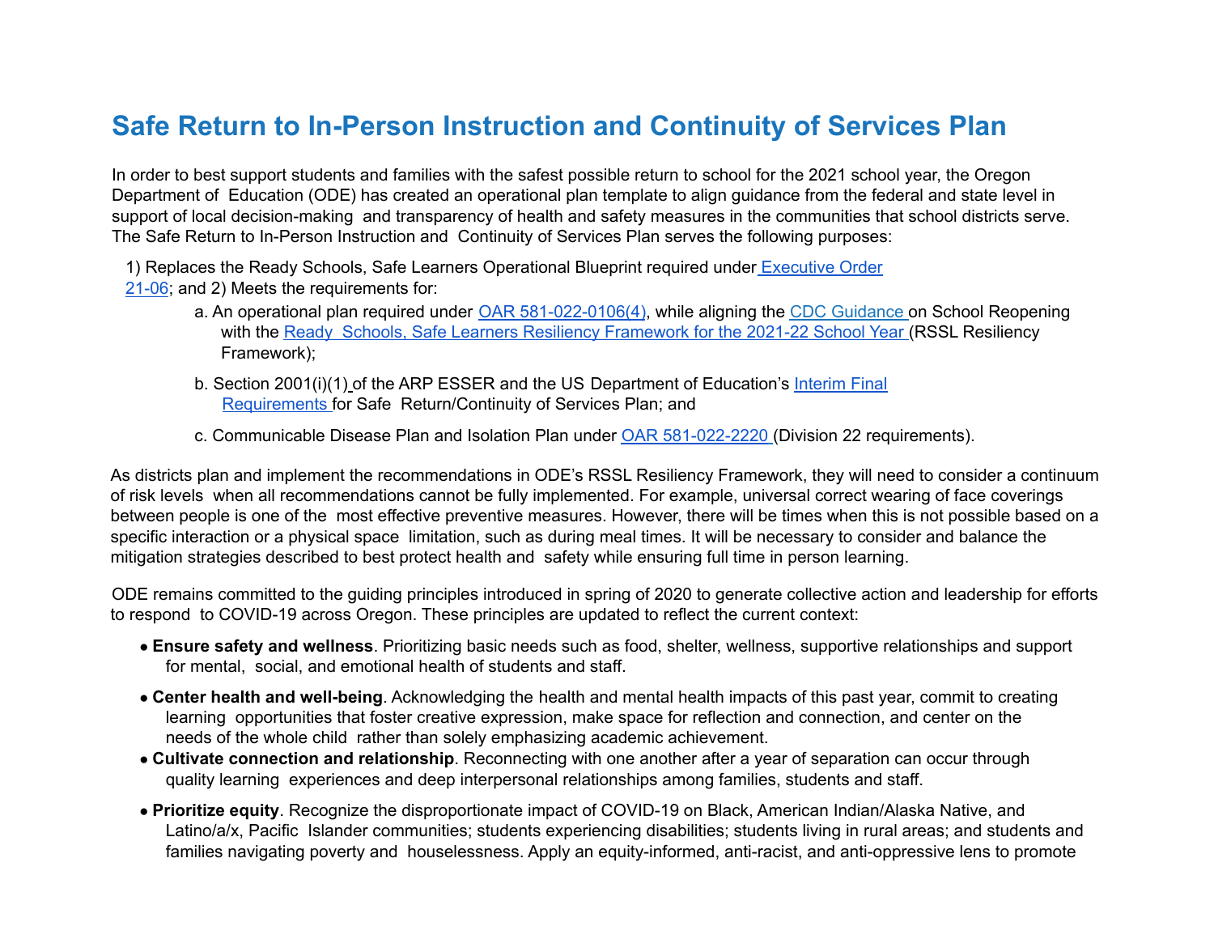# Safe Return to In-Person Instruction and Continuity of Services Plan

In order to best support students and families with the safest possible return to school for the 2021 school year, the Oregon Department of Education (ODE) has created an operational plan template to align guidance from the federal and state level in support of local decision-making and transparency of health and safety measures in the communities that school districts serve. The Safe Return to In-Person Instruction and Continuity of Services Plan serves the following purposes:

1) Replaces the Ready Schools, Safe Learners Operational Blueprint required under Executive Order 21-06; and 2) Meets the requirements for:

   a. An operational plan required under OAR 581-022-0106(4), while aligning the CDC Guidance on School Reopening with the Ready Schools, Safe Learners Resiliency Framework for the 2021-22 School Year (RSSL Resiliency Framework);

   b. Section 2001(i)(1) of the ARP ESSER and the US Department of Education's Interim Final Requirements for Safe Return/Continuity of Services Plan; and

   c. Communicable Disease Plan and Isolation Plan under OAR 581-022-2220 (Division 22 requirements).

As districts plan and implement the recommendations in ODE's RSSL Resiliency Framework, they will need to consider a continuum of risk levels when all recommendations cannot be fully implemented. For example, universal correct wearing of face coverings between people is one of the most effective preventive measures. However, there will be times when this is not possible based on a specific interaction or a physical space limitation, such as during meal times. It will be necessary to consider and balance the mitigation strategies described to best protect health and safety while ensuring full time in person learning.

ODE remains committed to the guiding principles introduced in spring of 2020 to generate collective action and leadership for efforts to respond to COVID-19 across Oregon. These principles are updated to reflect the current context:

- **Ensure safety and wellness**. Prioritizing basic needs such as food, shelter, wellness, supportive relationships and support for mental, social, and emotional health of students and staff.
- **Center health and well-being**. Acknowledging the health and mental health impacts of this past year, commit to creating learning opportunities that foster creative expression, make space for reflection and connection, and center on the needs of the whole child rather than solely emphasizing academic achievement.
- **Cultivate connection and relationship**. Reconnecting with one another after a year of separation can occur through quality learning experiences and deep interpersonal relationships among families, students and staff.
- **Prioritize equity**. Recognize the disproportionate impact of COVID-19 on Black, American Indian/Alaska Native, and Latino/a/x, Pacific Islander communities; students experiencing disabilities; students living in rural areas; and students and families navigating poverty and houselessness. Apply an equity-informed, anti-racist, and anti-oppressive lens to promote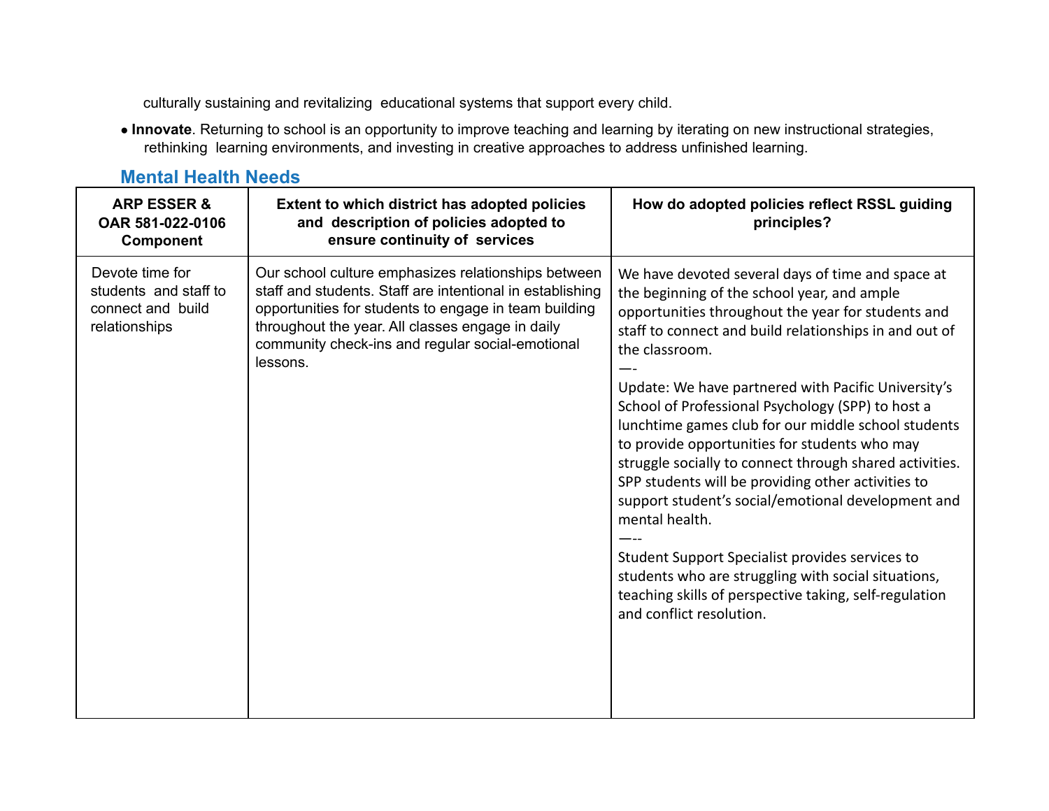culturally sustaining and revitalizing educational systems that support every child.

- **Innovate**. Returning to school is an opportunity to improve teaching and learning by iterating on new instructional strategies, rethinking learning environments, and investing in creative approaches to address unfinished learning.

## Mental Health Needs

| ARP ESSER & OAR 581-022-0106 Component | Extent to which district has adopted policies and description of policies adopted to ensure continuity of services | How do adopted policies reflect RSSL guiding principles? |
|---|---|---|
| Devote time for students and staff to connect and build relationships | Our school culture emphasizes relationships between staff and students. Staff are intentional in establishing opportunities for students to engage in team building throughout the year. All classes engage in daily community check-ins and regular social-emotional lessons. | We have devoted several days of time and space at the beginning of the school year, and ample opportunities throughout the year for students and staff to connect and build relationships in and out of the classroom.<br>—-<br>Update: We have partnered with Pacific University's School of Professional Psychology (SPP) to host a lunchtime games club for our middle school students to provide opportunities for students who may struggle socially to connect through shared activities. SPP students will be providing other activities to support student's social/emotional development and mental health.<br>—--<br>Student Support Specialist provides services to students who are struggling with social situations, teaching skills of perspective taking, self-regulation and conflict resolution. |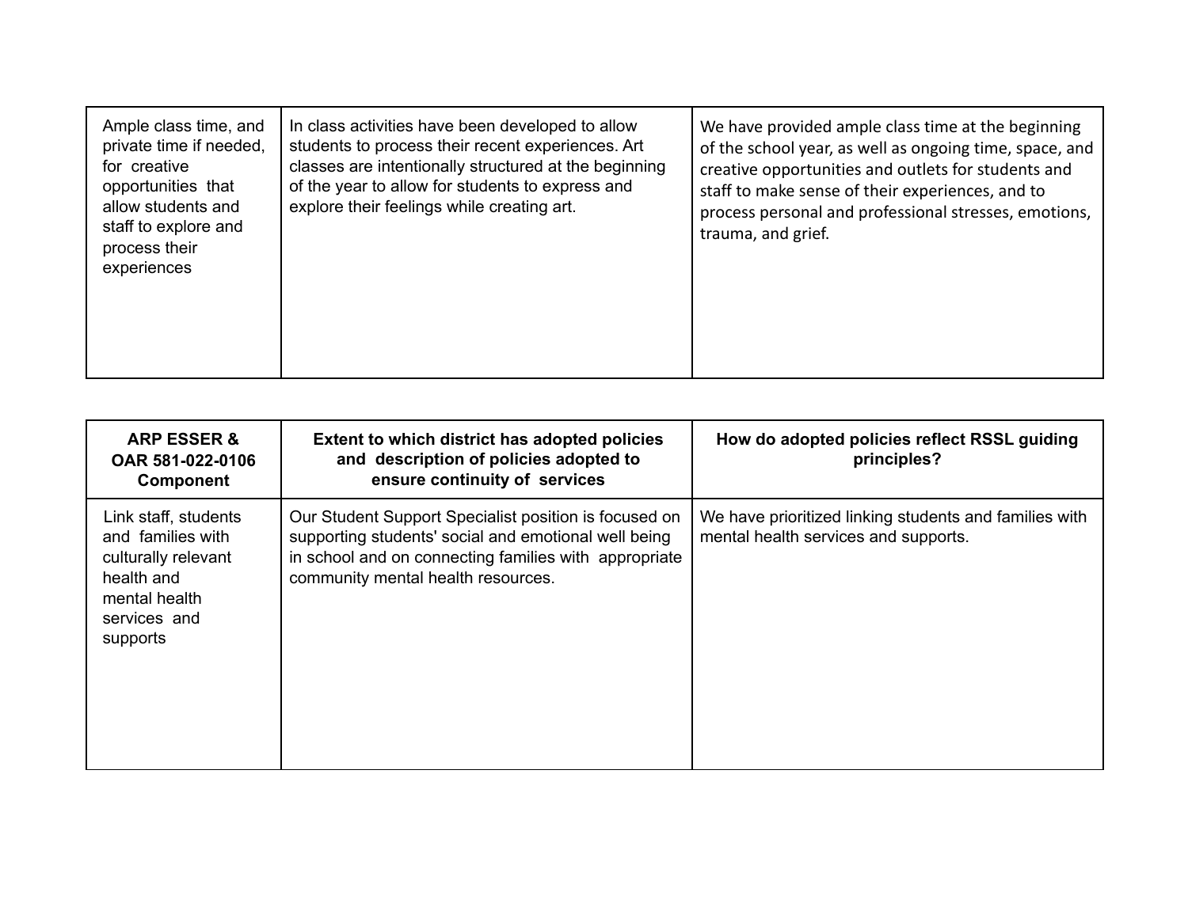| | | |
|---|---|---|
| Ample class time, and private time if needed, for creative opportunities that allow students and staff to explore and process their experiences | In class activities have been developed to allow students to process their recent experiences. Art classes are intentionally structured at the beginning of the year to allow for students to express and explore their feelings while creating art. | We have provided ample class time at the beginning of the school year, as well as ongoing time, space, and creative opportunities and outlets for students and staff to make sense of their experiences, and to process personal and professional stresses, emotions, trauma, and grief. |

| ARP ESSER & OAR 581-022-0106 Component | Extent to which district has adopted policies and description of policies adopted to ensure continuity of services | How do adopted policies reflect RSSL guiding principles? |
|---|---|---|
| Link staff, students and families with culturally relevant health and mental health services and supports | Our Student Support Specialist position is focused on supporting students' social and emotional well being in school and on connecting families with appropriate community mental health resources. | We have prioritized linking students and families with mental health services and supports. |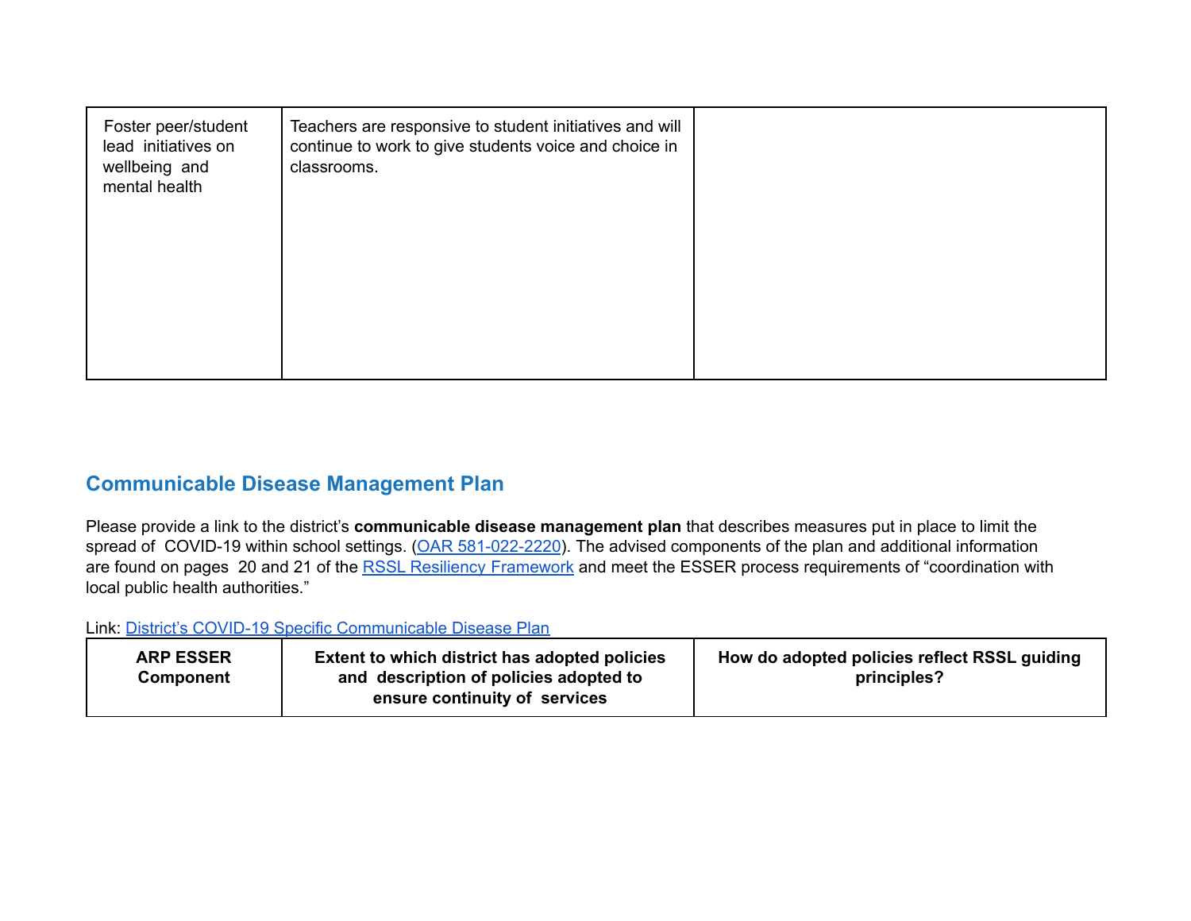| | | |
|---|---|---|
| Foster peer/student lead initiatives on wellbeing and mental health | Teachers are responsive to student initiatives and will continue to work to give students voice and choice in classrooms. | |

## Communicable Disease Management Plan

Please provide a link to the district's **communicable disease management plan** that describes measures put in place to limit the spread of COVID-19 within school settings. ([OAR 581-022-2220](OAR 581-022-2220)). The advised components of the plan and additional information are found on pages 20 and 21 of the [RSSL Resiliency Framework](RSSL Resiliency Framework) and meet the ESSER process requirements of "coordination with local public health authorities."

Link: [District's COVID-19 Specific Communicable Disease Plan](District's COVID-19 Specific Communicable Disease Plan)

| ARP ESSER Component | Extent to which district has adopted policies and description of policies adopted to ensure continuity of services | How do adopted policies reflect RSSL guiding principles? |
|---|---|---|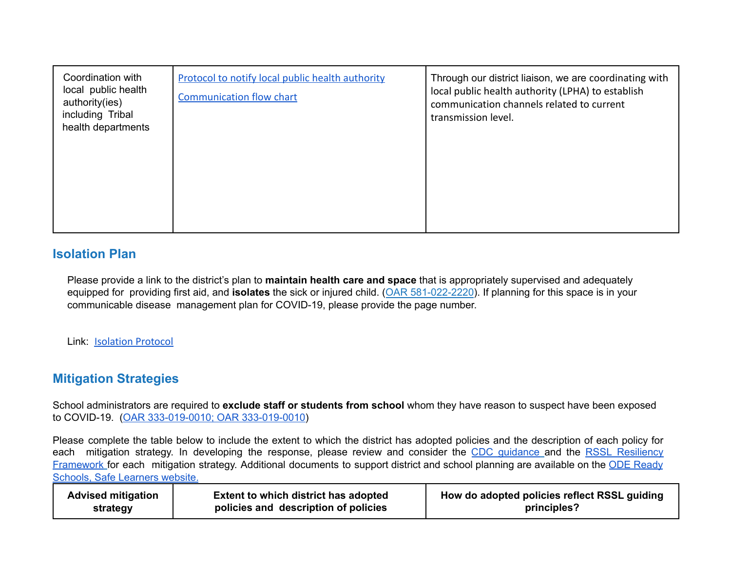| | | |
|---|---|---|
| Coordination with local public health authority(ies) including Tribal health departments | Protocol to notify local public health authority<br><br>Communication flow chart | Through our district liaison, we are coordinating with local public health authority (LPHA) to establish communication channels related to current transmission level. |

## Isolation Plan

Please provide a link to the district's plan to **maintain health care and space** that is appropriately supervised and adequately equipped for providing first aid, and **isolates** the sick or injured child. (OAR 581-022-2220). If planning for this space is in your communicable disease management plan for COVID-19, please provide the page number.

Link: Isolation Protocol

## Mitigation Strategies

School administrators are required to **exclude staff or students from school** whom they have reason to suspect have been exposed to COVID-19. (OAR 333-019-0010; OAR 333-019-0010)

Please complete the table below to include the extent to which the district has adopted policies and the description of each policy for each mitigation strategy. In developing the response, please review and consider the CDC guidance and the RSSL Resiliency Framework for each mitigation strategy. Additional documents to support district and school planning are available on the ODE Ready Schools, Safe Learners website.

| Advised mitigation strategy | Extent to which district has adopted policies and description of policies | How do adopted policies reflect RSSL guiding principles? |
|---|---|---|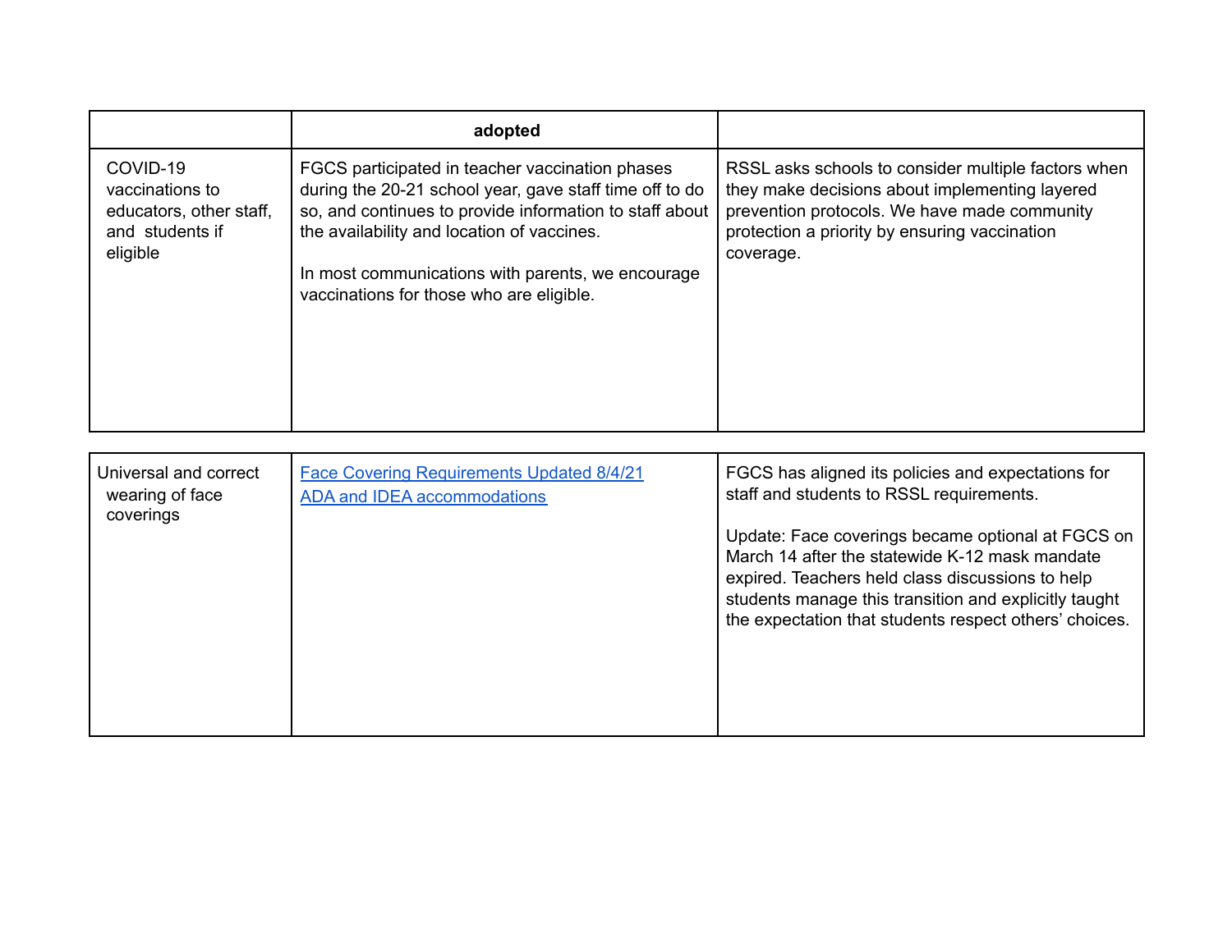| | adopted | |
|---|---|---|
| COVID-19 vaccinations to educators, other staff, and students if eligible | FGCS participated in teacher vaccination phases during the 20-21 school year, gave staff time off to do so, and continues to provide information to staff about the availability and location of vaccines.<br><br>In most communications with parents, we encourage vaccinations for those who are eligible. | RSSL asks schools to consider multiple factors when they make decisions about implementing layered prevention protocols. We have made community protection a priority by ensuring vaccination coverage. |

| | | |
|---|---|---|
| Universal and correct wearing of face coverings | Face Covering Requirements Updated 8/4/21<br>ADA and IDEA accommodations | FGCS has aligned its policies and expectations for staff and students to RSSL requirements.<br><br>Update: Face coverings became optional at FGCS on March 14 after the statewide K-12 mask mandate expired. Teachers held class discussions to help students manage this transition and explicitly taught the expectation that students respect others' choices. |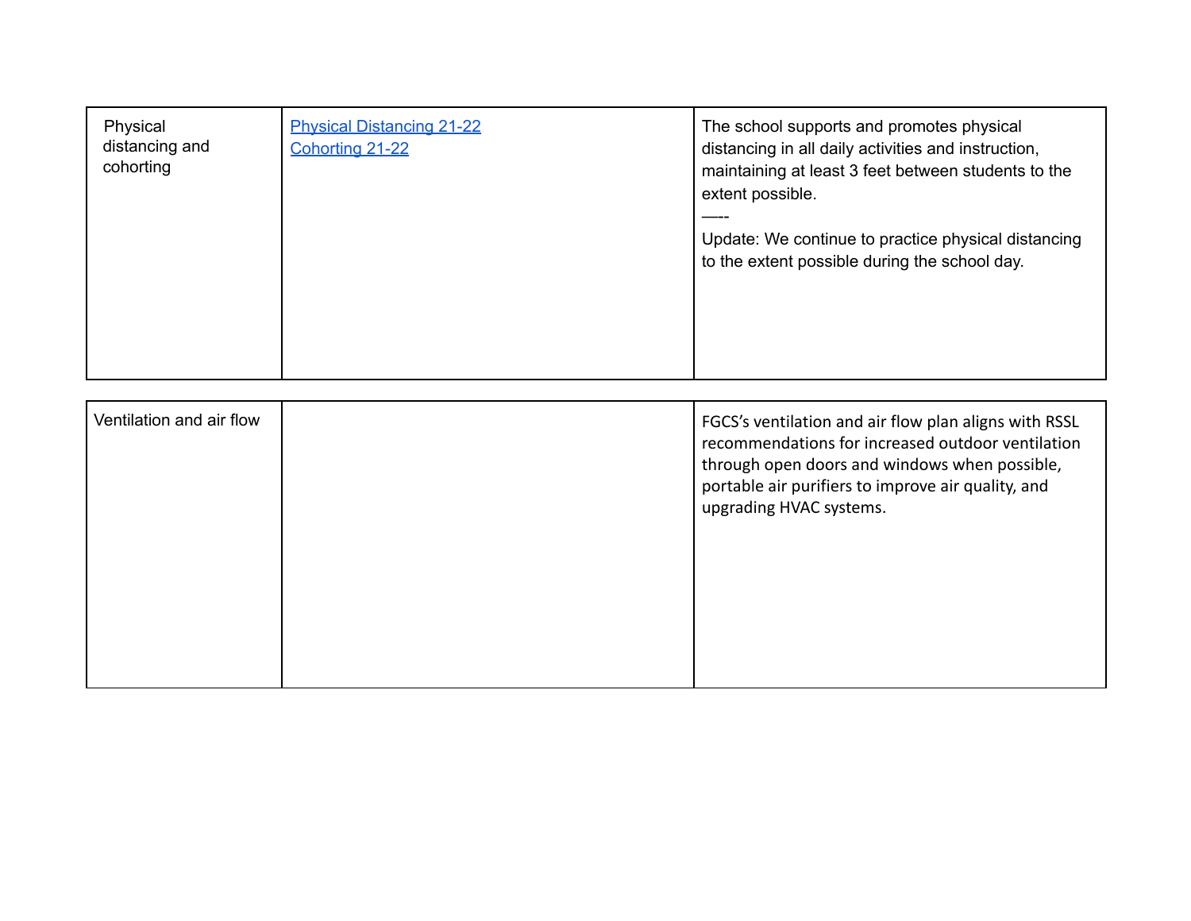| | | |
|---|---|---|
| Physical distancing and cohorting | [Physical Distancing 21-22](#)<br>[Cohorting 21-22](#) | The school supports and promotes physical distancing in all daily activities and instruction, maintaining at least 3 feet between students to the extent possible.<br>—--<br>Update: We continue to practice physical distancing to the extent possible during the school day. |

| | | |
|---|---|---|
| Ventilation and air flow | | FGCS's ventilation and air flow plan aligns with RSSL recommendations for increased outdoor ventilation through open doors and windows when possible, portable air purifiers to improve air quality, and upgrading HVAC systems. |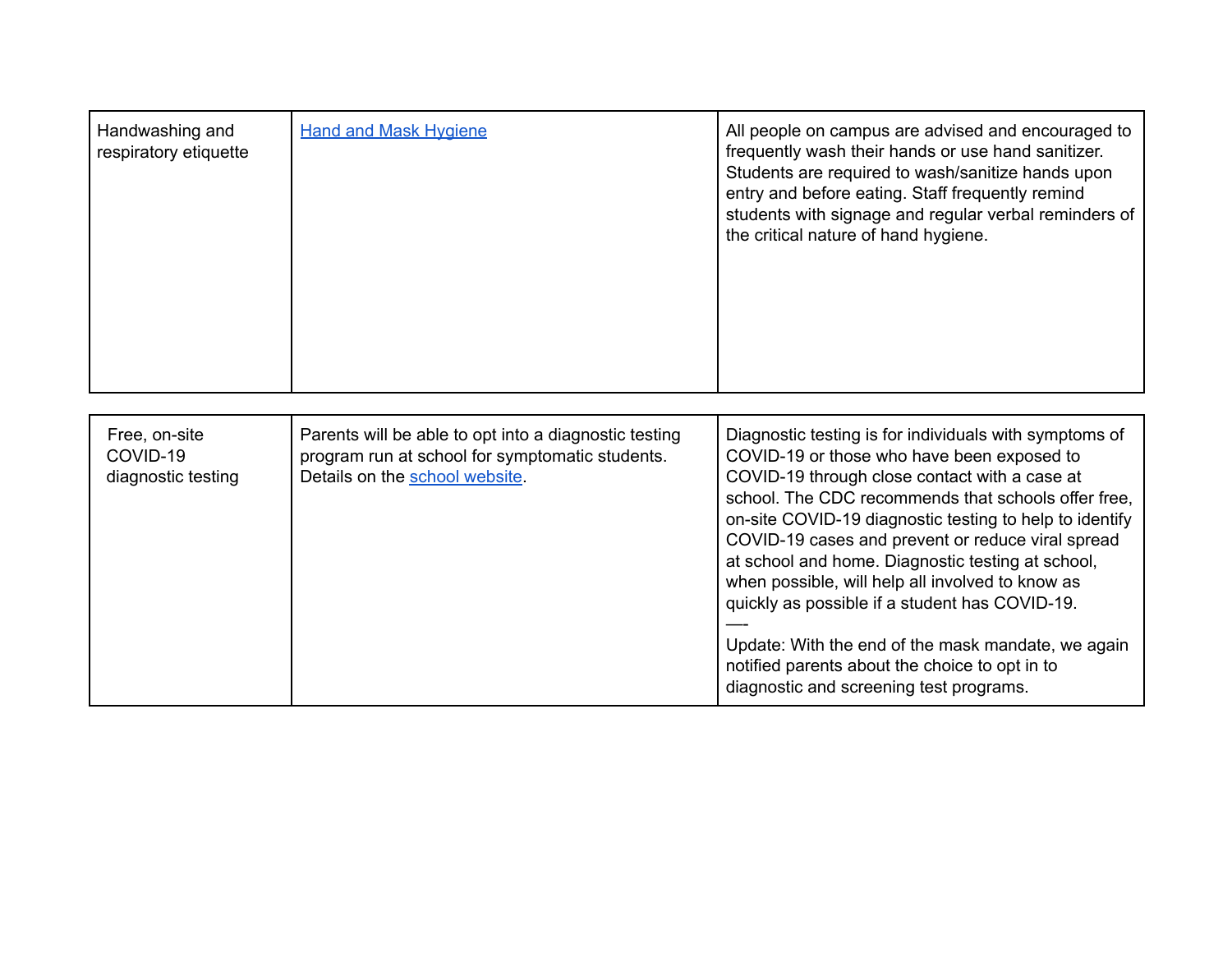| | | |
|---|---|---|
| Handwashing and respiratory etiquette | [Hand and Mask Hygiene]() | All people on campus are advised and encouraged to frequently wash their hands or use hand sanitizer. Students are required to wash/sanitize hands upon entry and before eating. Staff frequently remind students with signage and regular verbal reminders of the critical nature of hand hygiene. |

| | | |
|---|---|---|
| Free, on-site COVID-19 diagnostic testing | Parents will be able to opt into a diagnostic testing program run at school for symptomatic students. Details on the [school website](). | Diagnostic testing is for individuals with symptoms of COVID-19 or those who have been exposed to COVID-19 through close contact with a case at school. The CDC recommends that schools offer free, on-site COVID-19 diagnostic testing to help to identify COVID-19 cases and prevent or reduce viral spread at school and home. Diagnostic testing at school, when possible, will help all involved to know as quickly as possible if a student has COVID-19.<br>—-<br>Update: With the end of the mask mandate, we again notified parents about the choice to opt in to diagnostic and screening test programs. |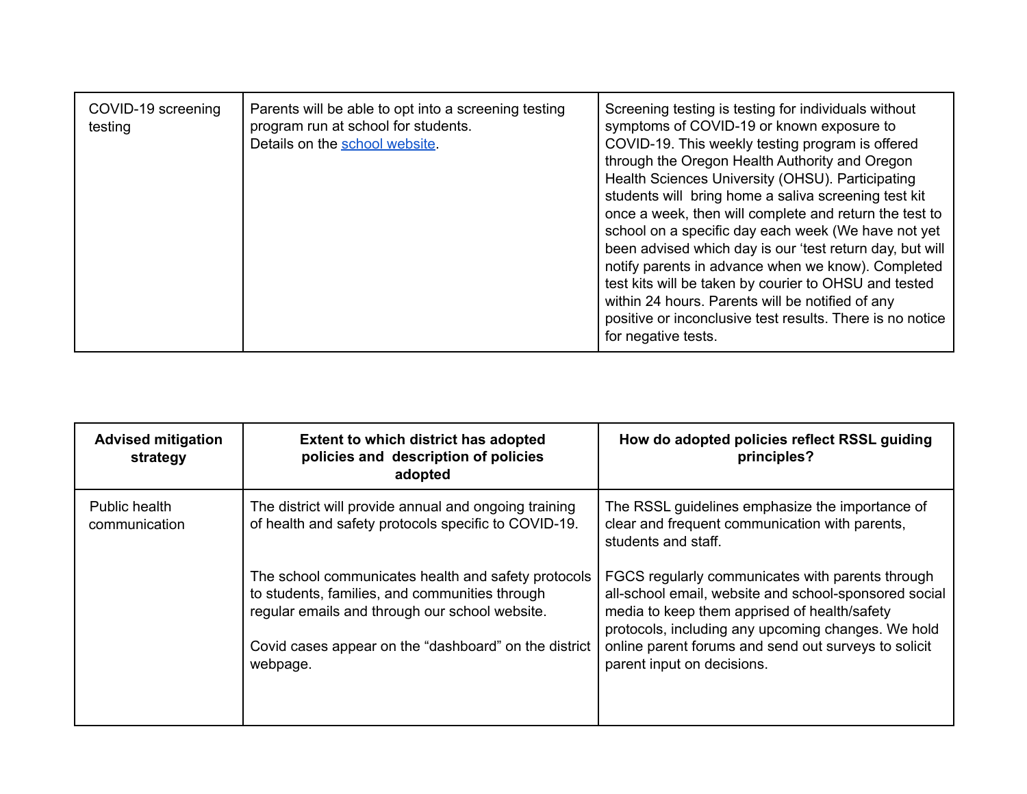| | | |
|---|---|---|
| COVID-19 screening testing | Parents will be able to opt into a screening testing program run at school for students.<br>Details on the [school website](). | Screening testing is testing for individuals without symptoms of COVID-19 or known exposure to COVID-19. This weekly testing program is offered through the Oregon Health Authority and Oregon Health Sciences University (OHSU). Participating students will bring home a saliva screening test kit once a week, then will complete and return the test to school on a specific day each week (We have not yet been advised which day is our 'test return day, but will notify parents in advance when we know). Completed test kits will be taken by courier to OHSU and tested within 24 hours. Parents will be notified of any positive or inconclusive test results. There is no notice for negative tests. |

| Advised mitigation strategy | Extent to which district has adopted policies and description of policies adopted | How do adopted policies reflect RSSL guiding principles? |
|---|---|---|
| Public health communication | The district will provide annual and ongoing training of health and safety protocols specific to COVID-19.<br><br>The school communicates health and safety protocols to students, families, and communities through regular emails and through our school website.<br><br>Covid cases appear on the "dashboard" on the district webpage. | The RSSL guidelines emphasize the importance of clear and frequent communication with parents, students and staff.<br><br>FGCS regularly communicates with parents through all-school email, website and school-sponsored social media to keep them apprised of health/safety protocols, including any upcoming changes. We hold online parent forums and send out surveys to solicit parent input on decisions. |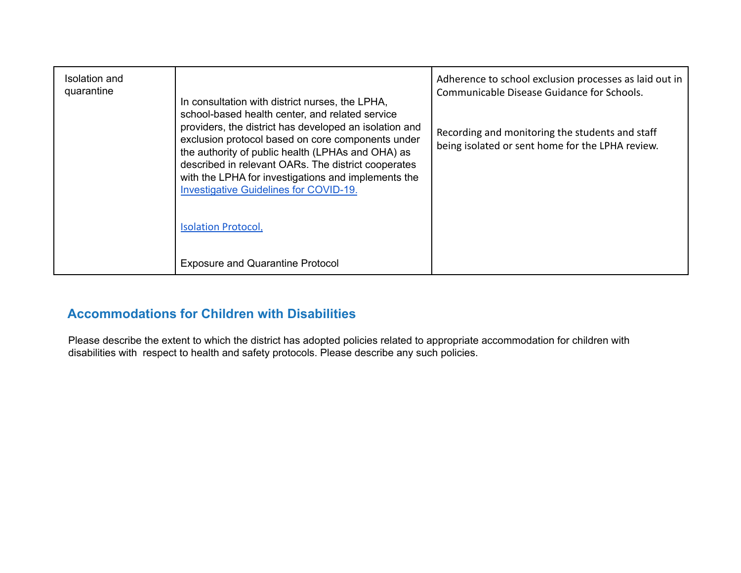| Isolation and quarantine | In consultation with district nurses, the LPHA, school-based health center, and related service providers, the district has developed an isolation and exclusion protocol based on core components under the authority of public health (LPHAs and OHA) as described in relevant OARs. The district cooperates with the LPHA for investigations and implements the [Investigative Guidelines for COVID-19.](#)<br><br>[Isolation Protocol,](#)<br><br>Exposure and Quarantine Protocol | Adherence to school exclusion processes as laid out in Communicable Disease Guidance for Schools.<br><br>Recording and monitoring the students and staff being isolated or sent home for the LPHA review. |
|---|---|---|

## Accommodations for Children with Disabilities

Please describe the extent to which the district has adopted policies related to appropriate accommodation for children with disabilities with respect to health and safety protocols. Please describe any such policies.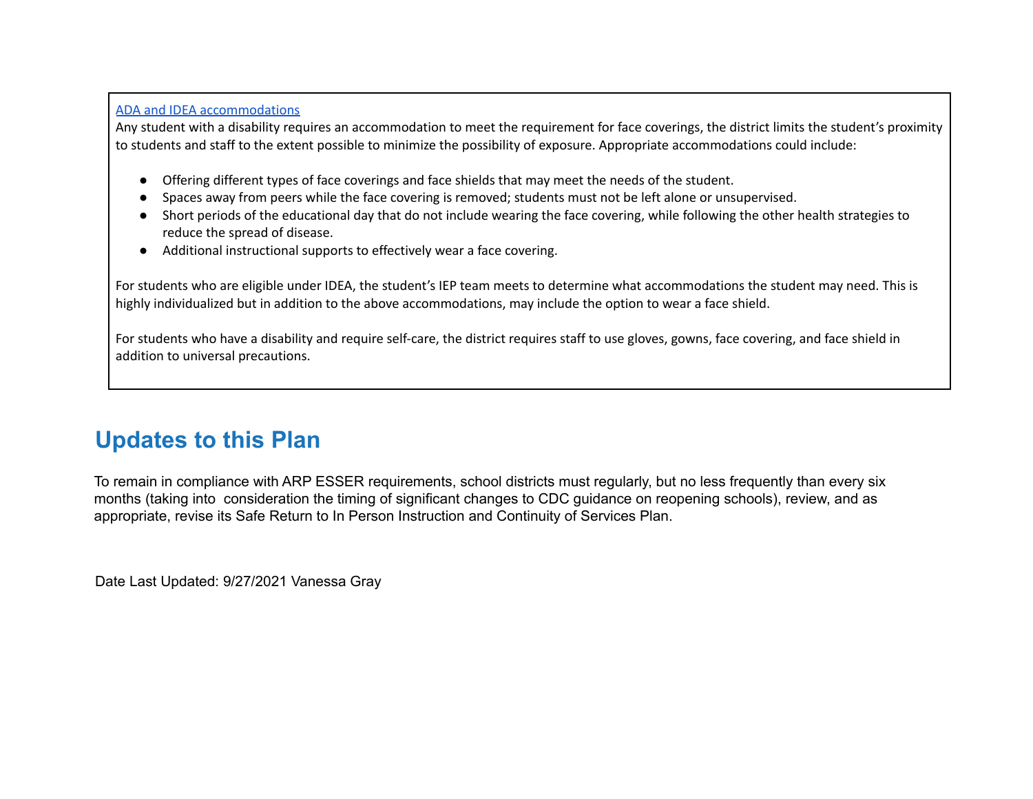ADA and IDEA accommodations

Any student with a disability requires an accommodation to meet the requirement for face coverings, the district limits the student's proximity to students and staff to the extent possible to minimize the possibility of exposure. Appropriate accommodations could include:

- Offering different types of face coverings and face shields that may meet the needs of the student.
- Spaces away from peers while the face covering is removed; students must not be left alone or unsupervised.
- Short periods of the educational day that do not include wearing the face covering, while following the other health strategies to reduce the spread of disease.
- Additional instructional supports to effectively wear a face covering.

For students who are eligible under IDEA, the student's IEP team meets to determine what accommodations the student may need. This is highly individualized but in addition to the above accommodations, may include the option to wear a face shield.

For students who have a disability and require self-care, the district requires staff to use gloves, gowns, face covering, and face shield in addition to universal precautions.

## Updates to this Plan

To remain in compliance with ARP ESSER requirements, school districts must regularly, but no less frequently than every six months (taking into consideration the timing of significant changes to CDC guidance on reopening schools), review, and as appropriate, revise its Safe Return to In Person Instruction and Continuity of Services Plan.

Date Last Updated: 9/27/2021 Vanessa Gray